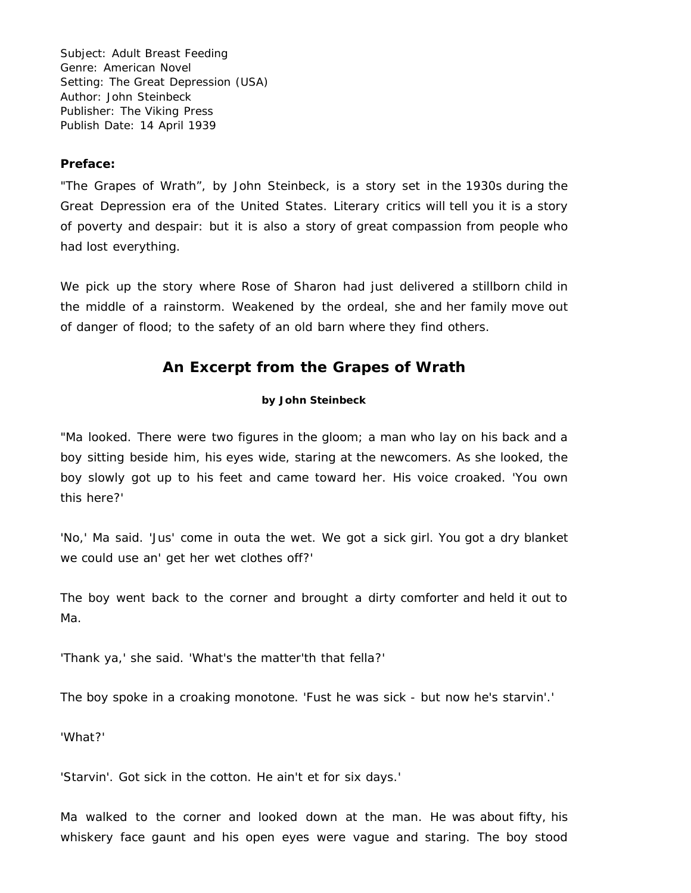Subject: Adult Breast Feeding
Genre: American Novel
Setting: The Great Depression (USA)
Author: John Steinbeck
Publisher: The Viking Press
Publish Date: 14 April 1939

**Preface:**

"The Grapes of Wrath", by John Steinbeck, is a story set in the 1930s during the Great Depression era of the United States. Literary critics will tell you it is a story of poverty and despair: but it is also a story of great compassion from people who had lost everything.

We pick up the story where Rose of Sharon had just delivered a stillborn child in the middle of a rainstorm. Weakened by the ordeal, she and her family move out of danger of flood; to the safety of an old barn where they find others.

## An Excerpt from the Grapes of Wrath

**by John Steinbeck**

"Ma looked. There were two figures in the gloom; a man who lay on his back and a boy sitting beside him, his eyes wide, staring at the newcomers. As she looked, the boy slowly got up to his feet and came toward her. His voice croaked. 'You own this here?'

'No,' Ma said. 'Jus' come in outa the wet. We got a sick girl. You got a dry blanket we could use an' get her wet clothes off?'

The boy went back to the corner and brought a dirty comforter and held it out to Ma.

'Thank ya,' she said. 'What's the matter'th that fella?'

The boy spoke in a croaking monotone. 'Fust he was sick - but now he's starvin'.'

'What?'

'Starvin'. Got sick in the cotton. He ain't et for six days.'

Ma walked to the corner and looked down at the man. He was about fifty, his whiskery face gaunt and his open eyes were vague and staring. The boy stood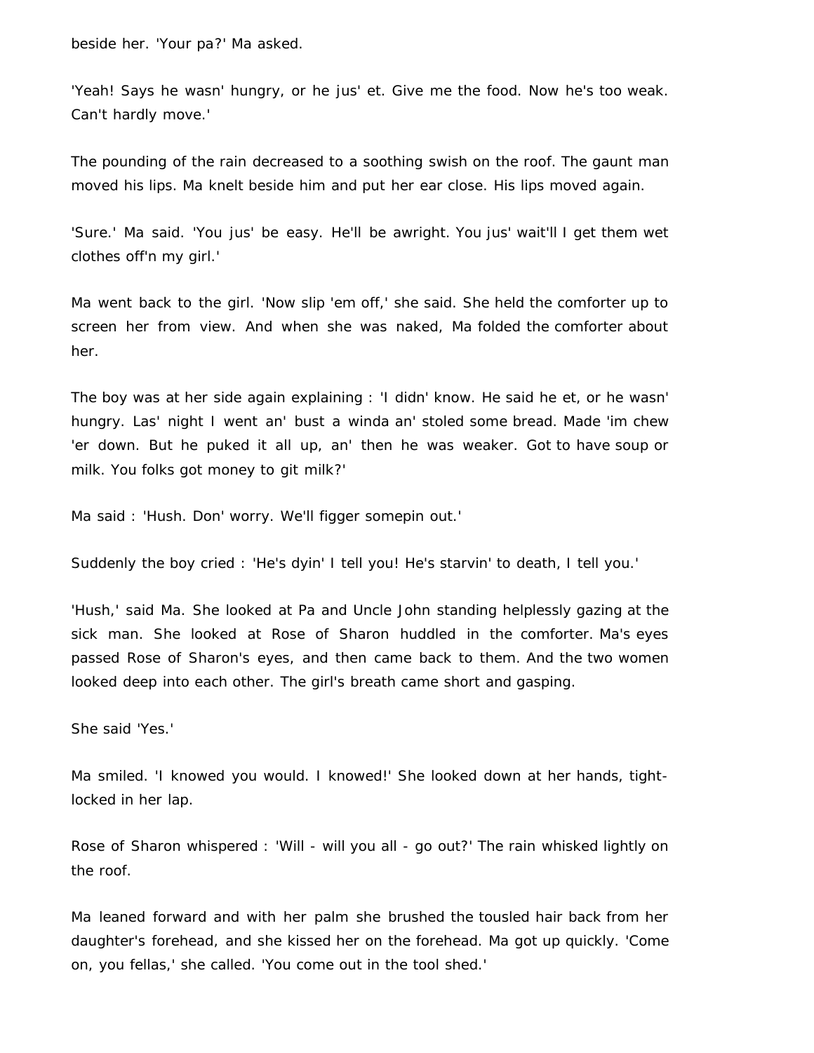beside her. 'Your pa?' Ma asked.

'Yeah! Says he wasn' hungry, or he jus' et. Give me the food. Now he's too weak. Can't hardly move.'

The pounding of the rain decreased to a soothing swish on the roof. The gaunt man moved his lips. Ma knelt beside him and put her ear close. His lips moved again.

'Sure.' Ma said. 'You jus' be easy. He'll be awright. You jus' wait'll I get them wet clothes off'n my girl.'

Ma went back to the girl. 'Now slip 'em off,' she said. She held the comforter up to screen her from view. And when she was naked, Ma folded the comforter about her.

The boy was at her side again explaining : 'I didn' know. He said he et, or he wasn' hungry. Las' night I went an' bust a winda an' stoled some bread. Made 'im chew 'er down. But he puked it all up, an' then he was weaker. Got to have soup or milk. You folks got money to git milk?'

Ma said : 'Hush. Don' worry. We'll figger somepin out.'

Suddenly the boy cried : 'He's dyin' I tell you! He's starvin' to death, I tell you.'

'Hush,' said Ma. She looked at Pa and Uncle John standing helplessly gazing at the sick man. She looked at Rose of Sharon huddled in the comforter. Ma's eyes passed Rose of Sharon's eyes, and then came back to them. And the two women looked deep into each other. The girl's breath came short and gasping.

She said 'Yes.'

Ma smiled. 'I knowed you would. I knowed!' She looked down at her hands, tight-locked in her lap.

Rose of Sharon whispered : 'Will - will you all - go out?' The rain whisked lightly on the roof.

Ma leaned forward and with her palm she brushed the tousled hair back from her daughter's forehead, and she kissed her on the forehead. Ma got up quickly. 'Come on, you fellas,' she called. 'You come out in the tool shed.'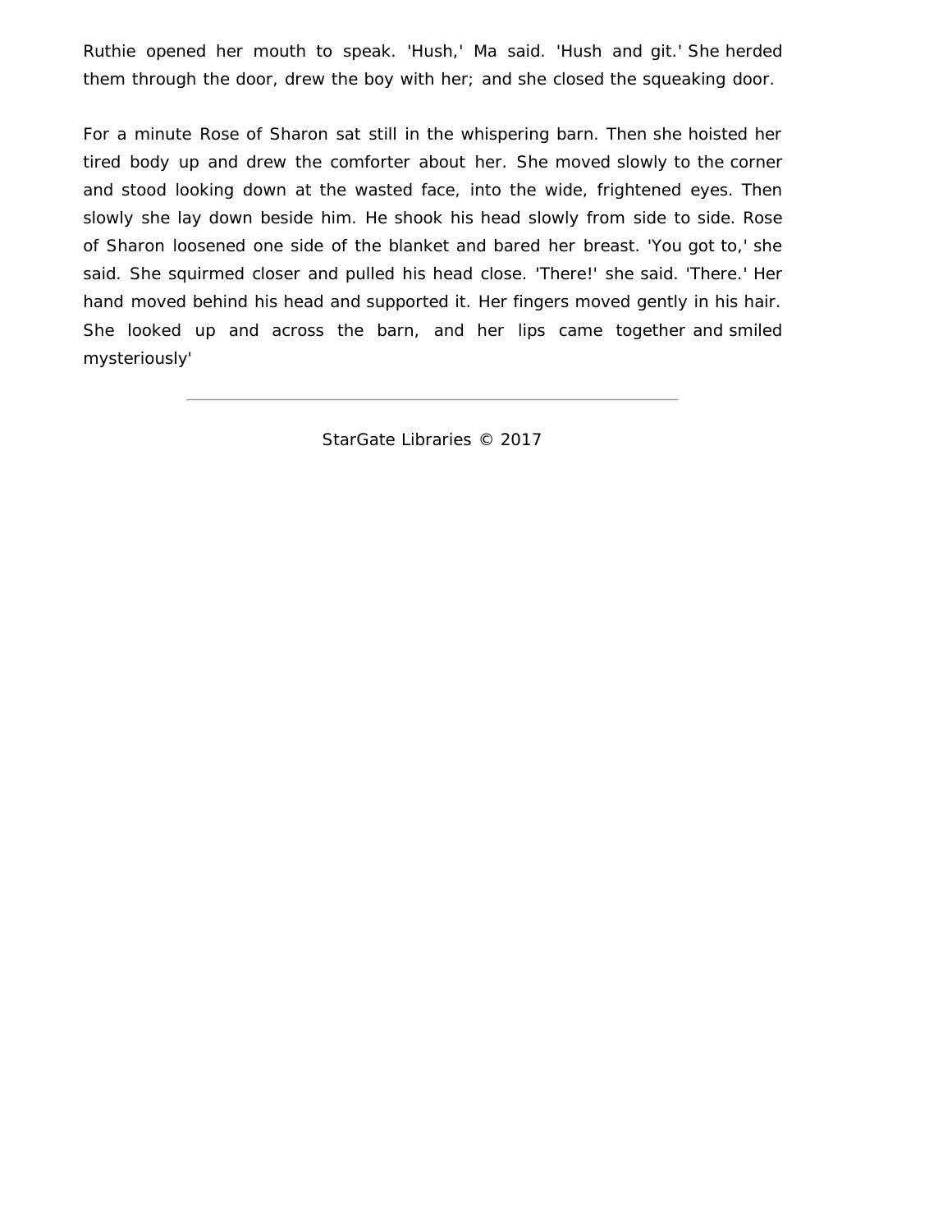Ruthie opened her mouth to speak. 'Hush,' Ma said. 'Hush and git.' She herded them through the door, drew the boy with her; and she closed the squeaking door.

For a minute Rose of Sharon sat still in the whispering barn. Then she hoisted her tired body up and drew the comforter about her. She moved slowly to the corner and stood looking down at the wasted face, into the wide, frightened eyes. Then slowly she lay down beside him. He shook his head slowly from side to side. Rose of Sharon loosened one side of the blanket and bared her breast. 'You got to,' she said. She squirmed closer and pulled his head close. 'There!' she said. 'There.' Her hand moved behind his head and supported it. Her fingers moved gently in his hair. She looked up and across the barn, and her lips came together and smiled mysteriously'

---

StarGate Libraries © 2017